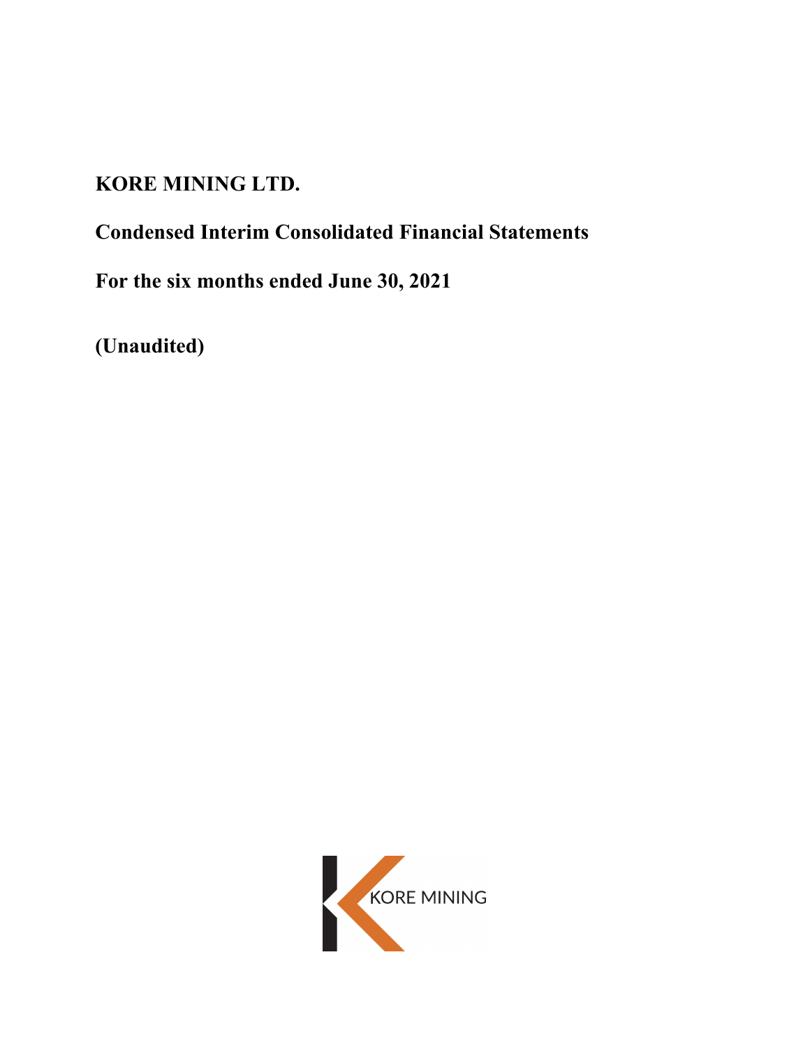# KORE MINING LTD.

## Condensed Interim Consolidated Financial Statements

## For the six months ended June 30, 2021

## (Unaudited)

KORE MINING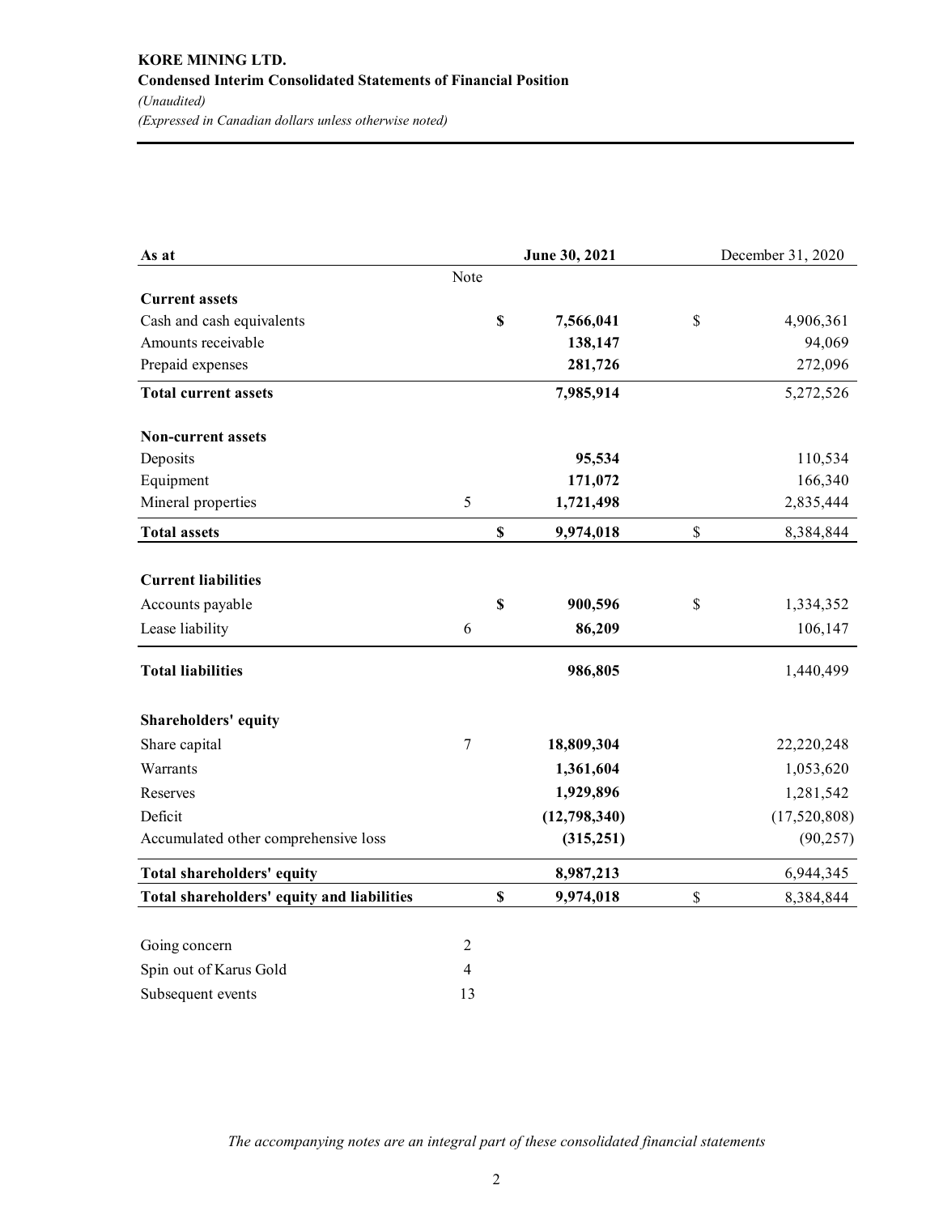**KORE MINING LTD.**

**Condensed Interim Consolidated Statements of Financial Position**

*(Unaudited)*

*(Expressed in Canadian dollars unless otherwise noted)*

| As at | Note | June 30, 2021 | December 31, 2020 |
|---|---|---|---|
| **Current assets** | | | |
| Cash and cash equivalents | | **$ 7,566,041** | $ 4,906,361 |
| Amounts receivable | | **138,147** | 94,069 |
| Prepaid expenses | | **281,726** | 272,096 |
| **Total current assets** | | **7,985,914** | 5,272,526 |
| **Non-current assets** | | | |
| Deposits | | **95,534** | 110,534 |
| Equipment | | **171,072** | 166,340 |
| Mineral properties | 5 | **1,721,498** | 2,835,444 |
| **Total assets** | | **$ 9,974,018** | $ 8,384,844 |
| **Current liabilities** | | | |
| Accounts payable | | **$ 900,596** | $ 1,334,352 |
| Lease liability | 6 | **86,209** | 106,147 |
| **Total liabilities** | | **986,805** | 1,440,499 |
| **Shareholders' equity** | | | |
| Share capital | 7 | **18,809,304** | 22,220,248 |
| Warrants | | **1,361,604** | 1,053,620 |
| Reserves | | **1,929,896** | 1,281,542 |
| Deficit | | **(12,798,340)** | (17,520,808) |
| Accumulated other comprehensive loss | | **(315,251)** | (90,257) |
| **Total shareholders' equity** | | **8,987,213** | 6,944,345 |
| **Total shareholders' equity and liabilities** | | **$ 9,974,018** | $ 8,384,844 |

| | Note |
|---|---|
| Going concern | 2 |
| Spin out of Karus Gold | 4 |
| Subsequent events | 13 |

*The accompanying notes are an integral part of these consolidated financial statements*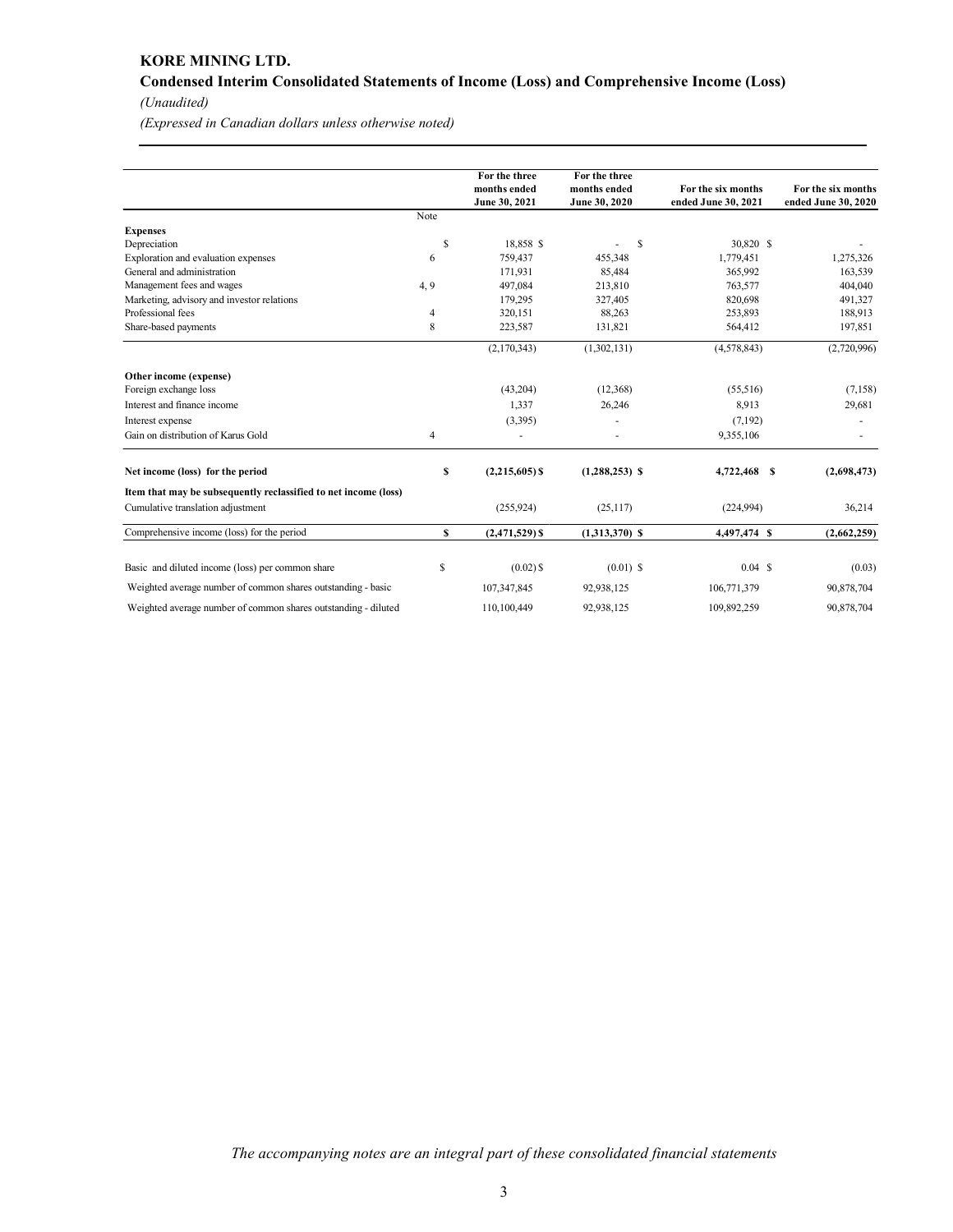# KORE MINING LTD.

## Condensed Interim Consolidated Statements of Income (Loss) and Comprehensive Income (Loss)

*(Unaudited)*

*(Expressed in Canadian dollars unless otherwise noted)*

| | Note | For the three months ended June 30, 2021 | For the three months ended June 30, 2020 | For the six months ended June 30, 2021 | For the six months ended June 30, 2020 |
|---|---|---|---|---|---|
| **Expenses** | | | | | |
| Depreciation | $ | 18,858 $ | - $ | 30,820 $ | - |
| Exploration and evaluation expenses | 6 | 759,437 | 455,348 | 1,779,451 | 1,275,326 |
| General and administration | | 171,931 | 85,484 | 365,992 | 163,539 |
| Management fees and wages | 4, 9 | 497,084 | 213,810 | 763,577 | 404,040 |
| Marketing, advisory and investor relations | | 179,295 | 327,405 | 820,698 | 491,327 |
| Professional fees | 4 | 320,151 | 88,263 | 253,893 | 188,913 |
| Share-based payments | 8 | 223,587 | 131,821 | 564,412 | 197,851 |
| | | (2,170,343) | (1,302,131) | (4,578,843) | (2,720,996) |
| **Other income (expense)** | | | | | |
| Foreign exchange loss | | (43,204) | (12,368) | (55,516) | (7,158) |
| Interest and finance income | | 1,337 | 26,246 | 8,913 | 29,681 |
| Interest expense | | (3,395) | - | (7,192) | - |
| Gain on distribution of Karus Gold | 4 | - | - | 9,355,106 | - |
| **Net income (loss) for the period** | **$** | **(2,215,605) $** | **(1,288,253) $** | **4,722,468 $** | **(2,698,473)** |
| **Item that may be subsequently reclassified to net income (loss)** | | | | | |
| Cumulative translation adjustment | | (255,924) | (25,117) | (224,994) | 36,214 |
| Comprehensive income (loss) for the period | **$** | **(2,471,529) $** | **(1,313,370) $** | **4,497,474 $** | **(2,662,259)** |
| Basic and diluted income (loss) per common share | $ | (0.02) $ | (0.01) $ | 0.04 $ | (0.03) |
| Weighted average number of common shares outstanding - basic | | 107,347,845 | 92,938,125 | 106,771,379 | 90,878,704 |
| Weighted average number of common shares outstanding - diluted | | 110,100,449 | 92,938,125 | 109,892,259 | 90,878,704 |

*The accompanying notes are an integral part of these consolidated financial statements*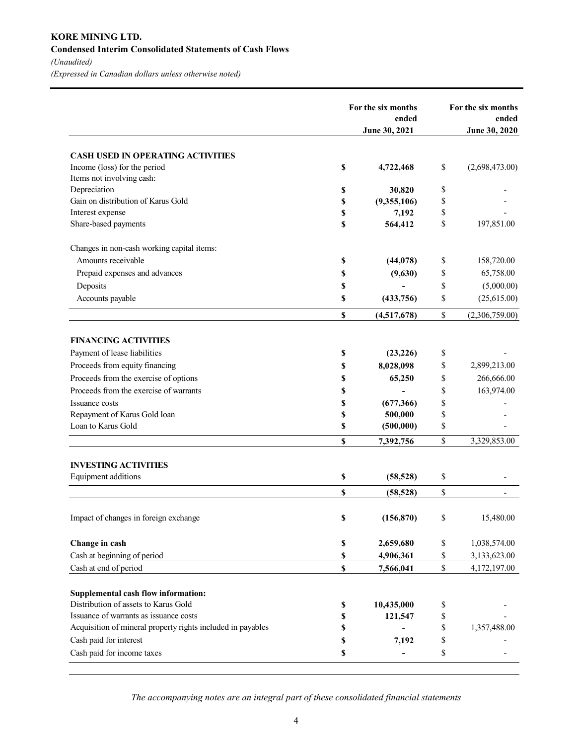**KORE MINING LTD.**
**Condensed Interim Consolidated Statements of Cash Flows**
*(Unaudited)*
*(Expressed in Canadian dollars unless otherwise noted)*

| | For the six months ended June 30, 2021 | For the six months ended June 30, 2020 |
|---|---|---|
| **CASH USED IN OPERATING ACTIVITIES** | | |
| Income (loss) for the period | **$ 4,722,468** | $ (2,698,473.00) |
| Items not involving cash: | | |
| Depreciation | **$ 30,820** | $ - |
| Gain on distribution of Karus Gold | **$ (9,355,106)** | $ - |
| Interest expense | **$ 7,192** | $ - |
| Share-based payments | **$ 564,412** | $ 197,851.00 |
| Changes in non-cash working capital items: | | |
| Amounts receivable | **$ (44,078)** | $ 158,720.00 |
| Prepaid expenses and advances | **$ (9,630)** | $ 65,758.00 |
| Deposits | **$ -** | $ (5,000.00) |
| Accounts payable | **$ (433,756)** | $ (25,615.00) |
| | **$ (4,517,678)** | $ (2,306,759.00) |
| **FINANCING ACTIVITIES** | | |
| Payment of lease liabilities | **$ (23,226)** | $ - |
| Proceeds from equity financing | **$ 8,028,098** | $ 2,899,213.00 |
| Proceeds from the exercise of options | **$ 65,250** | $ 266,666.00 |
| Proceeds from the exercise of warrants | **$ -** | $ 163,974.00 |
| Issuance costs | **$ (677,366)** | $ - |
| Repayment of Karus Gold loan | **$ 500,000** | $ - |
| Loan to Karus Gold | **$ (500,000)** | $ - |
| | **$ 7,392,756** | $ 3,329,853.00 |
| **INVESTING ACTIVITIES** | | |
| Equipment additions | **$ (58,528)** | $ - |
| | **$ (58,528)** | $ - |
| Impact of changes in foreign exchange | **$ (156,870)** | $ 15,480.00 |
| **Change in cash** | **$ 2,659,680** | $ 1,038,574.00 |
| Cash at beginning of period | **$ 4,906,361** | $ 3,133,623.00 |
| Cash at end of period | **$ 7,566,041** | $ 4,172,197.00 |
| **Supplemental cash flow information:** | | |
| Distribution of assets to Karus Gold | **$ 10,435,000** | $ - |
| Issuance of warrants as issuance costs | **$ 121,547** | $ - |
| Acquisition of mineral property rights included in payables | **$ -** | $ 1,357,488.00 |
| Cash paid for interest | **$ 7,192** | $ - |
| Cash paid for income taxes | **$ -** | $ - |

*The accompanying notes are an integral part of these consolidated financial statements*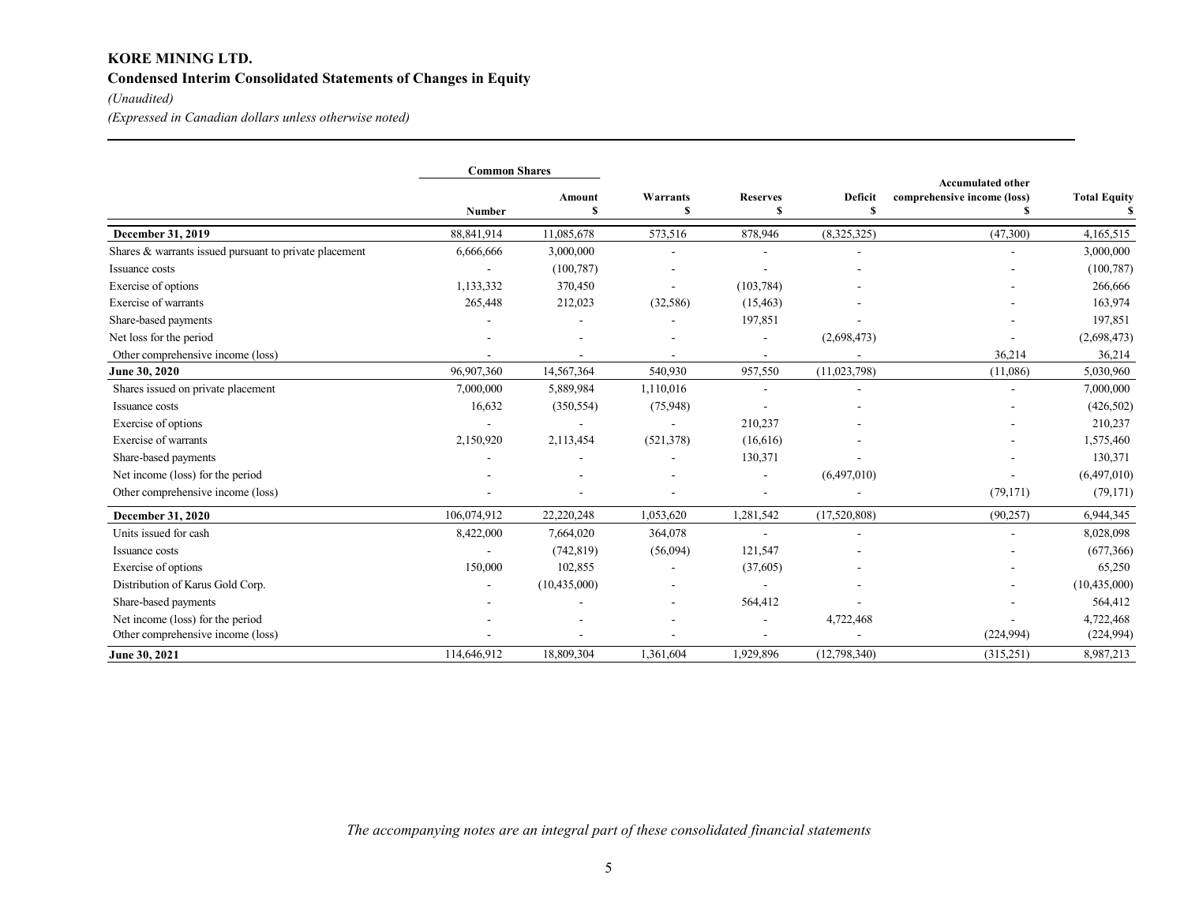**KORE MINING LTD.**

**Condensed Interim Consolidated Statements of Changes in Equity**

*(Unaudited)*

*(Expressed in Canadian dollars unless otherwise noted)*

| | Common Shares | | | | | | |
|---|---|---|---|---|---|---|---|
| | Number | Amount $ | Warrants $ | Reserves $ | Deficit $ | Accumulated other comprehensive income (loss) $ | Total Equity $ |
| **December 31, 2019** | 88,841,914 | 11,085,678 | 573,516 | 878,946 | (8,325,325) | (47,300) | 4,165,515 |
| Shares & warrants issued pursuant to private placement | 6,666,666 | 3,000,000 | - | - | - | - | 3,000,000 |
| Issuance costs | - | (100,787) | - | - | - | - | (100,787) |
| Exercise of options | 1,133,332 | 370,450 | - | (103,784) | - | - | 266,666 |
| Exercise of warrants | 265,448 | 212,023 | (32,586) | (15,463) | - | - | 163,974 |
| Share-based payments | - | - | - | 197,851 | - | - | 197,851 |
| Net loss for the period | - | - | - | - | (2,698,473) | - | (2,698,473) |
| Other comprehensive income (loss) | - | - | - | - | - | 36,214 | 36,214 |
| **June 30, 2020** | 96,907,360 | 14,567,364 | 540,930 | 957,550 | (11,023,798) | (11,086) | 5,030,960 |
| Shares issued on private placement | 7,000,000 | 5,889,984 | 1,110,016 | - | - | - | 7,000,000 |
| Issuance costs | 16,632 | (350,554) | (75,948) | - | - | - | (426,502) |
| Exercise of options | - | - | - | 210,237 | - | - | 210,237 |
| Exercise of warrants | 2,150,920 | 2,113,454 | (521,378) | (16,616) | - | - | 1,575,460 |
| Share-based payments | - | - | - | 130,371 | - | - | 130,371 |
| Net income (loss) for the period | - | - | - | - | (6,497,010) | - | (6,497,010) |
| Other comprehensive income (loss) | - | - | - | - | - | (79,171) | (79,171) |
| **December 31, 2020** | 106,074,912 | 22,220,248 | 1,053,620 | 1,281,542 | (17,520,808) | (90,257) | 6,944,345 |
| Units issued for cash | 8,422,000 | 7,664,020 | 364,078 | - | - | - | 8,028,098 |
| Issuance costs | - | (742,819) | (56,094) | 121,547 | - | - | (677,366) |
| Exercise of options | 150,000 | 102,855 | - | (37,605) | - | - | 65,250 |
| Distribution of Karus Gold Corp. | - | (10,435,000) | - | - | - | - | (10,435,000) |
| Share-based payments | - | - | - | 564,412 | - | - | 564,412 |
| Net income (loss) for the period | - | - | - | - | 4,722,468 | - | 4,722,468 |
| Other comprehensive income (loss) | - | - | - | - | - | (224,994) | (224,994) |
| **June 30, 2021** | 114,646,912 | 18,809,304 | 1,361,604 | 1,929,896 | (12,798,340) | (315,251) | 8,987,213 |

*The accompanying notes are an integral part of these consolidated financial statements*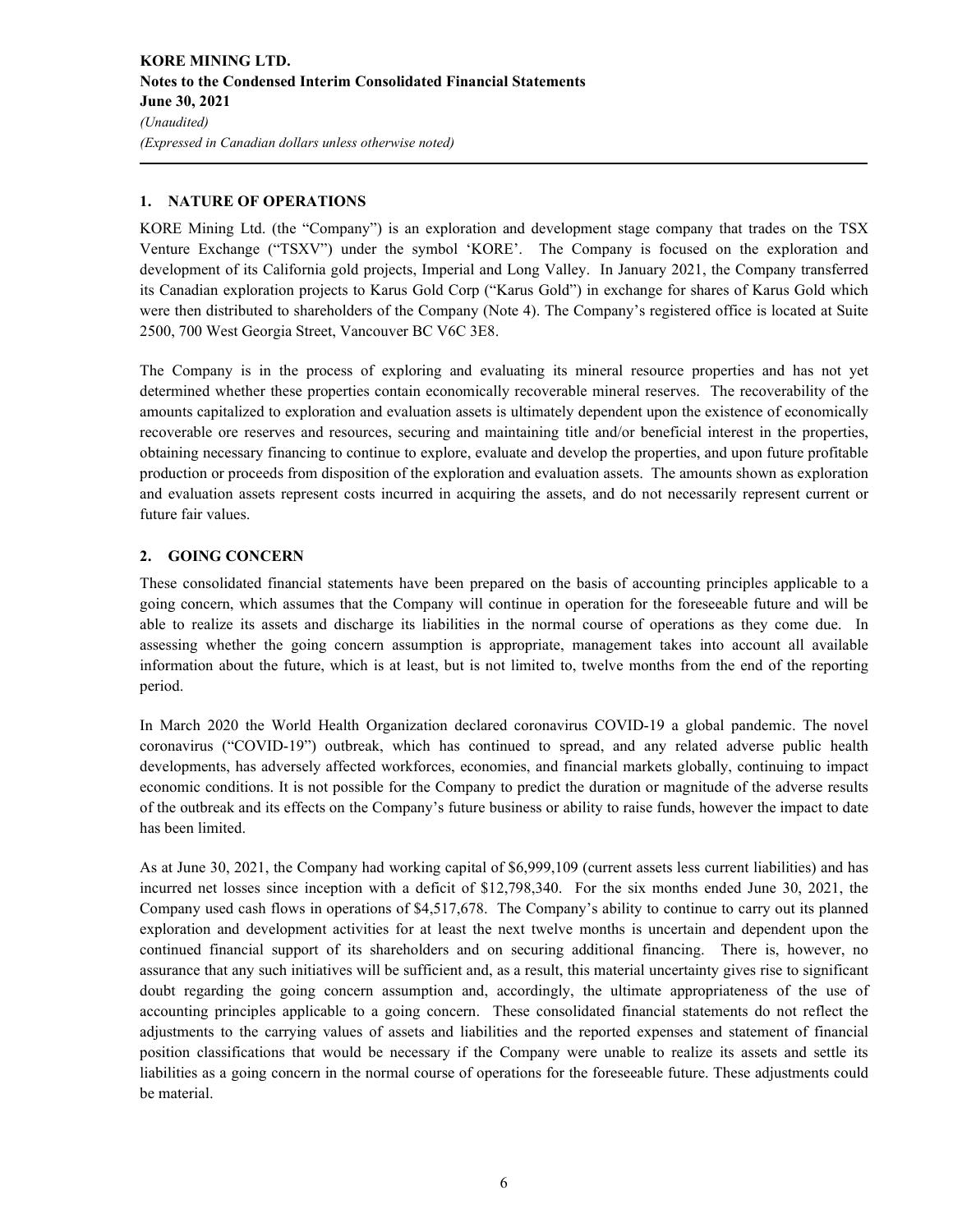## 1. NATURE OF OPERATIONS

KORE Mining Ltd. (the "Company") is an exploration and development stage company that trades on the TSX Venture Exchange ("TSXV") under the symbol 'KORE'. The Company is focused on the exploration and development of its California gold projects, Imperial and Long Valley. In January 2021, the Company transferred its Canadian exploration projects to Karus Gold Corp ("Karus Gold") in exchange for shares of Karus Gold which were then distributed to shareholders of the Company (Note 4). The Company's registered office is located at Suite 2500, 700 West Georgia Street, Vancouver BC V6C 3E8.

The Company is in the process of exploring and evaluating its mineral resource properties and has not yet determined whether these properties contain economically recoverable mineral reserves. The recoverability of the amounts capitalized to exploration and evaluation assets is ultimately dependent upon the existence of economically recoverable ore reserves and resources, securing and maintaining title and/or beneficial interest in the properties, obtaining necessary financing to continue to explore, evaluate and develop the properties, and upon future profitable production or proceeds from disposition of the exploration and evaluation assets. The amounts shown as exploration and evaluation assets represent costs incurred in acquiring the assets, and do not necessarily represent current or future fair values.

## 2. GOING CONCERN

These consolidated financial statements have been prepared on the basis of accounting principles applicable to a going concern, which assumes that the Company will continue in operation for the foreseeable future and will be able to realize its assets and discharge its liabilities in the normal course of operations as they come due. In assessing whether the going concern assumption is appropriate, management takes into account all available information about the future, which is at least, but is not limited to, twelve months from the end of the reporting period.

In March 2020 the World Health Organization declared coronavirus COVID-19 a global pandemic. The novel coronavirus ("COVID-19") outbreak, which has continued to spread, and any related adverse public health developments, has adversely affected workforces, economies, and financial markets globally, continuing to impact economic conditions. It is not possible for the Company to predict the duration or magnitude of the adverse results of the outbreak and its effects on the Company's future business or ability to raise funds, however the impact to date has been limited.

As at June 30, 2021, the Company had working capital of $6,999,109 (current assets less current liabilities) and has incurred net losses since inception with a deficit of $12,798,340. For the six months ended June 30, 2021, the Company used cash flows in operations of $4,517,678. The Company's ability to continue to carry out its planned exploration and development activities for at least the next twelve months is uncertain and dependent upon the continued financial support of its shareholders and on securing additional financing. There is, however, no assurance that any such initiatives will be sufficient and, as a result, this material uncertainty gives rise to significant doubt regarding the going concern assumption and, accordingly, the ultimate appropriateness of the use of accounting principles applicable to a going concern. These consolidated financial statements do not reflect the adjustments to the carrying values of assets and liabilities and the reported expenses and statement of financial position classifications that would be necessary if the Company were unable to realize its assets and settle its liabilities as a going concern in the normal course of operations for the foreseeable future. These adjustments could be material.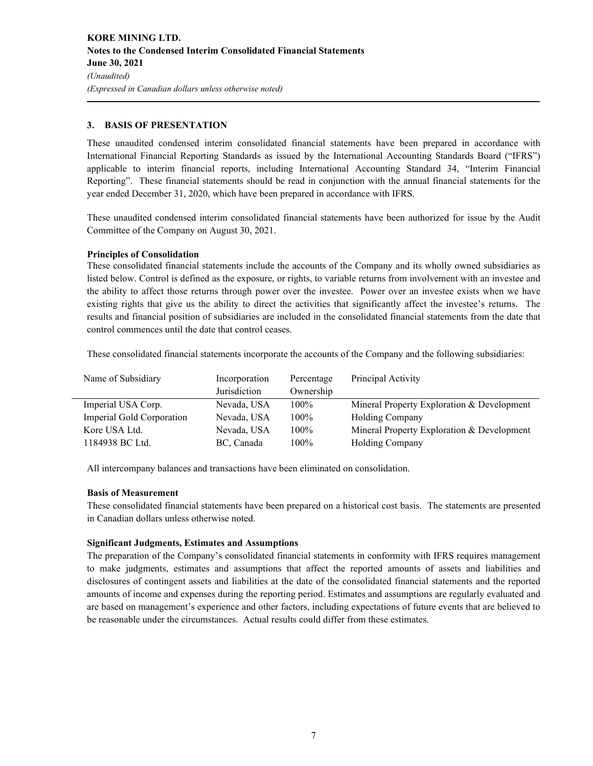## 3. BASIS OF PRESENTATION

These unaudited condensed interim consolidated financial statements have been prepared in accordance with International Financial Reporting Standards as issued by the International Accounting Standards Board ("IFRS") applicable to interim financial reports, including International Accounting Standard 34, "Interim Financial Reporting". These financial statements should be read in conjunction with the annual financial statements for the year ended December 31, 2020, which have been prepared in accordance with IFRS.

These unaudited condensed interim consolidated financial statements have been authorized for issue by the Audit Committee of the Company on August 30, 2021.

**Principles of Consolidation**

These consolidated financial statements include the accounts of the Company and its wholly owned subsidiaries as listed below. Control is defined as the exposure, or rights, to variable returns from involvement with an investee and the ability to affect those returns through power over the investee. Power over an investee exists when we have existing rights that give us the ability to direct the activities that significantly affect the investee's returns. The results and financial position of subsidiaries are included in the consolidated financial statements from the date that control commences until the date that control ceases.

These consolidated financial statements incorporate the accounts of the Company and the following subsidiaries:

| Name of Subsidiary | Incorporation Jurisdiction | Percentage Ownership | Principal Activity |
|---|---|---|---|
| Imperial USA Corp. | Nevada, USA | 100% | Mineral Property Exploration & Development |
| Imperial Gold Corporation | Nevada, USA | 100% | Holding Company |
| Kore USA Ltd. | Nevada, USA | 100% | Mineral Property Exploration & Development |
| 1184938 BC Ltd. | BC, Canada | 100% | Holding Company |

All intercompany balances and transactions have been eliminated on consolidation.

**Basis of Measurement**

These consolidated financial statements have been prepared on a historical cost basis. The statements are presented in Canadian dollars unless otherwise noted.

**Significant Judgments, Estimates and Assumptions**

The preparation of the Company's consolidated financial statements in conformity with IFRS requires management to make judgments, estimates and assumptions that affect the reported amounts of assets and liabilities and disclosures of contingent assets and liabilities at the date of the consolidated financial statements and the reported amounts of income and expenses during the reporting period. Estimates and assumptions are regularly evaluated and are based on management's experience and other factors, including expectations of future events that are believed to be reasonable under the circumstances. Actual results could differ from these estimates.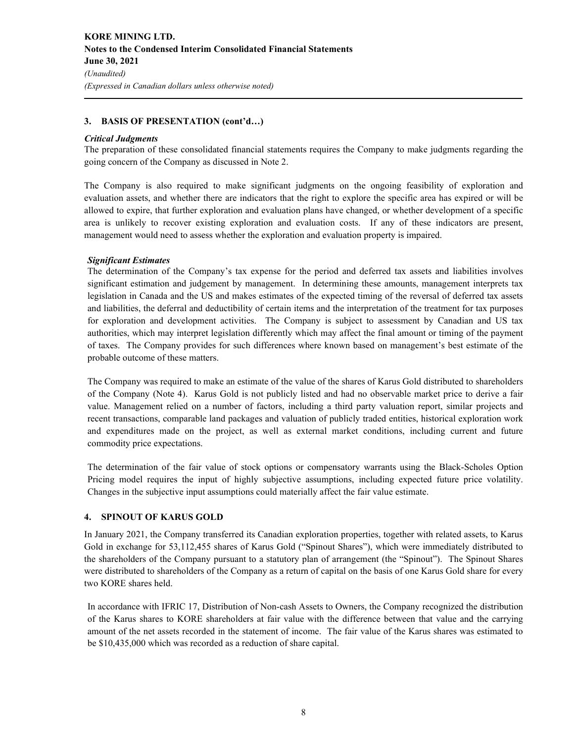## 3. BASIS OF PRESENTATION (cont'd…)

***Critical Judgments***

The preparation of these consolidated financial statements requires the Company to make judgments regarding the going concern of the Company as discussed in Note 2.

The Company is also required to make significant judgments on the ongoing feasibility of exploration and evaluation assets, and whether there are indicators that the right to explore the specific area has expired or will be allowed to expire, that further exploration and evaluation plans have changed, or whether development of a specific area is unlikely to recover existing exploration and evaluation costs. If any of these indicators are present, management would need to assess whether the exploration and evaluation property is impaired.

***Significant Estimates***

The determination of the Company's tax expense for the period and deferred tax assets and liabilities involves significant estimation and judgement by management. In determining these amounts, management interprets tax legislation in Canada and the US and makes estimates of the expected timing of the reversal of deferred tax assets and liabilities, the deferral and deductibility of certain items and the interpretation of the treatment for tax purposes for exploration and development activities. The Company is subject to assessment by Canadian and US tax authorities, which may interpret legislation differently which may affect the final amount or timing of the payment of taxes. The Company provides for such differences where known based on management's best estimate of the probable outcome of these matters.

The Company was required to make an estimate of the value of the shares of Karus Gold distributed to shareholders of the Company (Note 4). Karus Gold is not publicly listed and had no observable market price to derive a fair value. Management relied on a number of factors, including a third party valuation report, similar projects and recent transactions, comparable land packages and valuation of publicly traded entities, historical exploration work and expenditures made on the project, as well as external market conditions, including current and future commodity price expectations.

The determination of the fair value of stock options or compensatory warrants using the Black-Scholes Option Pricing model requires the input of highly subjective assumptions, including expected future price volatility. Changes in the subjective input assumptions could materially affect the fair value estimate.

## 4. SPINOUT OF KARUS GOLD

In January 2021, the Company transferred its Canadian exploration properties, together with related assets, to Karus Gold in exchange for 53,112,455 shares of Karus Gold ("Spinout Shares"), which were immediately distributed to the shareholders of the Company pursuant to a statutory plan of arrangement (the "Spinout"). The Spinout Shares were distributed to shareholders of the Company as a return of capital on the basis of one Karus Gold share for every two KORE shares held.

In accordance with IFRIC 17, Distribution of Non-cash Assets to Owners, the Company recognized the distribution of the Karus shares to KORE shareholders at fair value with the difference between that value and the carrying amount of the net assets recorded in the statement of income. The fair value of the Karus shares was estimated to be $10,435,000 which was recorded as a reduction of share capital.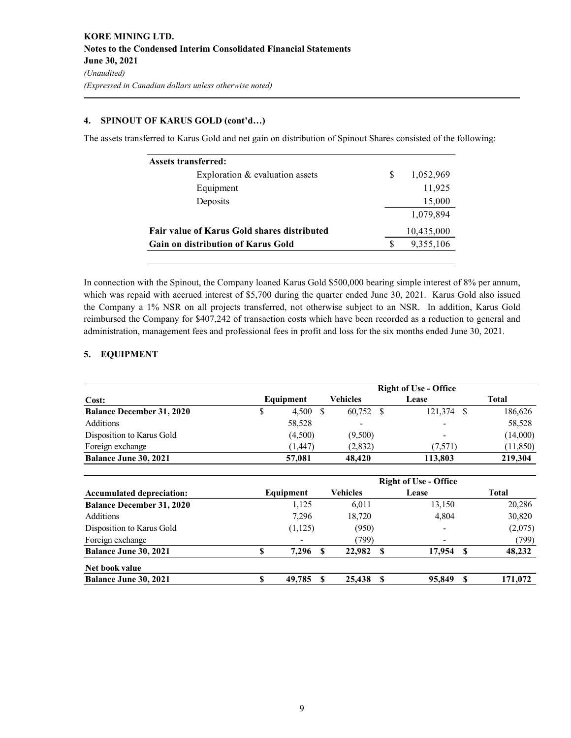### 4. SPINOUT OF KARUS GOLD (cont'd…)

The assets transferred to Karus Gold and net gain on distribution of Spinout Shares consisted of the following:

| | | |
|---|---|---|
| **Assets transferred:** | | |
| Exploration & evaluation assets | $ | 1,052,969 |
| Equipment | | 11,925 |
| Deposits | | 15,000 |
| | | 1,079,894 |
| **Fair value of Karus Gold shares distributed** | | 10,435,000 |
| **Gain on distribution of Karus Gold** | $ | 9,355,106 |

In connection with the Spinout, the Company loaned Karus Gold $500,000 bearing simple interest of 8% per annum, which was repaid with accrued interest of $5,700 during the quarter ended June 30, 2021. Karus Gold also issued the Company a 1% NSR on all projects transferred, not otherwise subject to an NSR. In addition, Karus Gold reimbursed the Company for $407,242 of transaction costs which have been recorded as a reduction to general and administration, management fees and professional fees in profit and loss for the six months ended June 30, 2021.

### 5. EQUIPMENT

| Cost: | Equipment | Vehicles | Right of Use - Office Lease | Total |
|---|---|---|---|---|
| **Balance December 31, 2020** | $ 4,500 | $ 60,752 | $ 121,374 | $ 186,626 |
| Additions | 58,528 | - | - | 58,528 |
| Disposition to Karus Gold | (4,500) | (9,500) | - | (14,000) |
| Foreign exchange | (1,447) | (2,832) | (7,571) | (11,850) |
| **Balance June 30, 2021** | **57,081** | **48,420** | **113,803** | **219,304** |

| Accumulated depreciation: | Equipment | Vehicles | Right of Use - Office Lease | Total |
|---|---|---|---|---|
| **Balance December 31, 2020** | 1,125 | 6,011 | 13,150 | 20,286 |
| Additions | 7,296 | 18,720 | 4,804 | 30,820 |
| Disposition to Karus Gold | (1,125) | (950) | - | (2,075) |
| Foreign exchange | - | (799) | - | (799) |
| **Balance June 30, 2021** | **$ 7,296** | **$ 22,982** | **$ 17,954** | **$ 48,232** |
| **Net book value** | | | | |
| **Balance June 30, 2021** | **$ 49,785** | **$ 25,438** | **$ 95,849** | **$ 171,072** |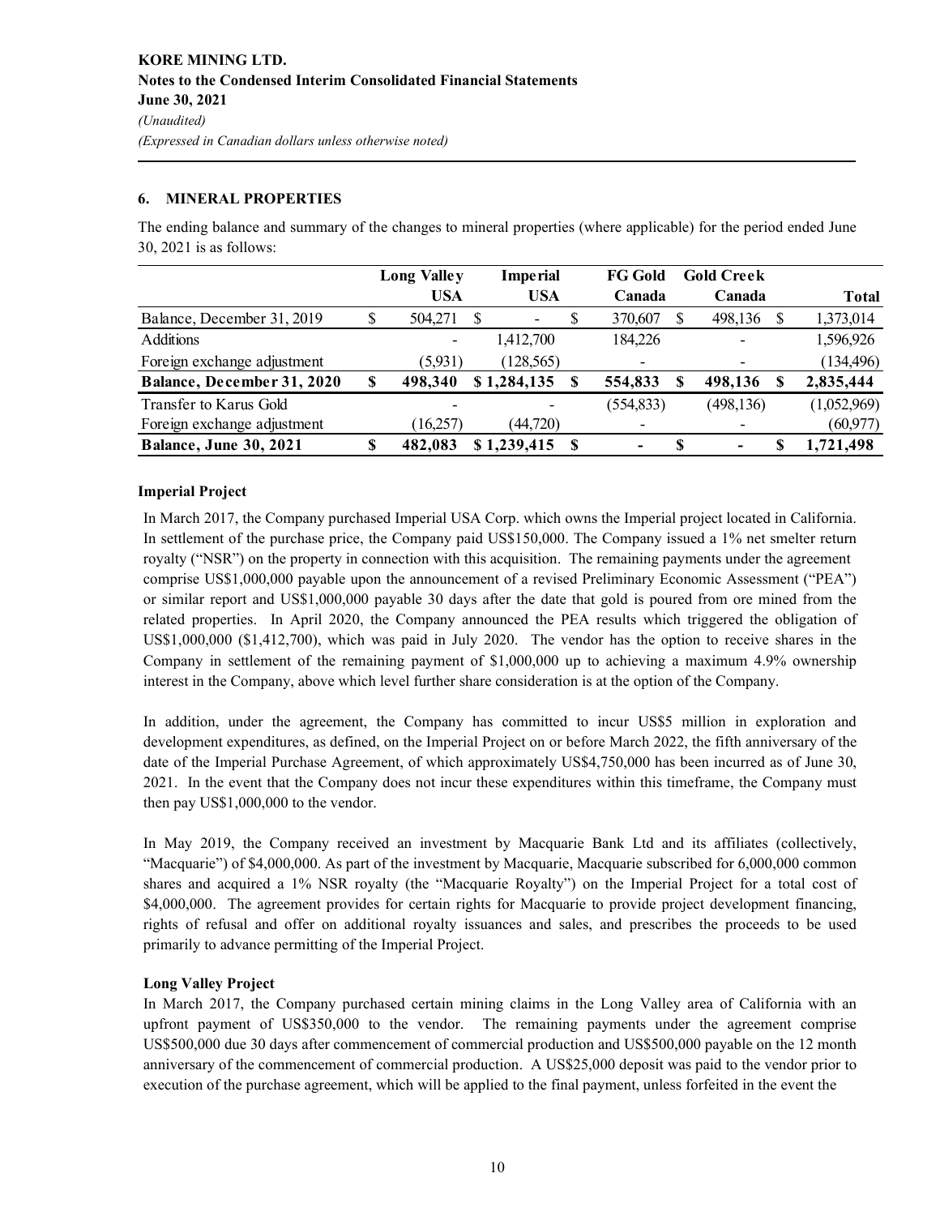## 6. MINERAL PROPERTIES

The ending balance and summary of the changes to mineral properties (where applicable) for the period ended June 30, 2021 is as follows:

| | Long Valley USA | Imperial USA | FG Gold Canada | Gold Creek Canada | Total |
|---|---|---|---|---|---|
| Balance, December 31, 2019 | $ 504,271 | $ - | $ 370,607 | $ 498,136 | $ 1,373,014 |
| Additions | - | 1,412,700 | 184,226 | - | 1,596,926 |
| Foreign exchange adjustment | (5,931) | (128,565) | - | - | (134,496) |
| **Balance, December 31, 2020** | **$ 498,340** | **$ 1,284,135** | **$ 554,833** | **$ 498,136** | **$ 2,835,444** |
| Transfer to Karus Gold | - | - | (554,833) | (498,136) | (1,052,969) |
| Foreign exchange adjustment | (16,257) | (44,720) | - | - | (60,977) |
| **Balance, June 30, 2021** | **$ 482,083** | **$ 1,239,415** | **$ -** | **$ -** | **$ 1,721,498** |

### Imperial Project

In March 2017, the Company purchased Imperial USA Corp. which owns the Imperial project located in California. In settlement of the purchase price, the Company paid US$150,000. The Company issued a 1% net smelter return royalty ("NSR") on the property in connection with this acquisition. The remaining payments under the agreement comprise US$1,000,000 payable upon the announcement of a revised Preliminary Economic Assessment ("PEA") or similar report and US$1,000,000 payable 30 days after the date that gold is poured from ore mined from the related properties. In April 2020, the Company announced the PEA results which triggered the obligation of US$1,000,000 ($1,412,700), which was paid in July 2020. The vendor has the option to receive shares in the Company in settlement of the remaining payment of $1,000,000 up to achieving a maximum 4.9% ownership interest in the Company, above which level further share consideration is at the option of the Company.

In addition, under the agreement, the Company has committed to incur US$5 million in exploration and development expenditures, as defined, on the Imperial Project on or before March 2022, the fifth anniversary of the date of the Imperial Purchase Agreement, of which approximately US$4,750,000 has been incurred as of June 30, 2021. In the event that the Company does not incur these expenditures within this timeframe, the Company must then pay US$1,000,000 to the vendor.

In May 2019, the Company received an investment by Macquarie Bank Ltd and its affiliates (collectively, "Macquarie") of $4,000,000. As part of the investment by Macquarie, Macquarie subscribed for 6,000,000 common shares and acquired a 1% NSR royalty (the "Macquarie Royalty") on the Imperial Project for a total cost of $4,000,000. The agreement provides for certain rights for Macquarie to provide project development financing, rights of refusal and offer on additional royalty issuances and sales, and prescribes the proceeds to be used primarily to advance permitting of the Imperial Project.

### Long Valley Project

In March 2017, the Company purchased certain mining claims in the Long Valley area of California with an upfront payment of US$350,000 to the vendor. The remaining payments under the agreement comprise US$500,000 due 30 days after commencement of commercial production and US$500,000 payable on the 12 month anniversary of the commencement of commercial production. A US$25,000 deposit was paid to the vendor prior to execution of the purchase agreement, which will be applied to the final payment, unless forfeited in the event the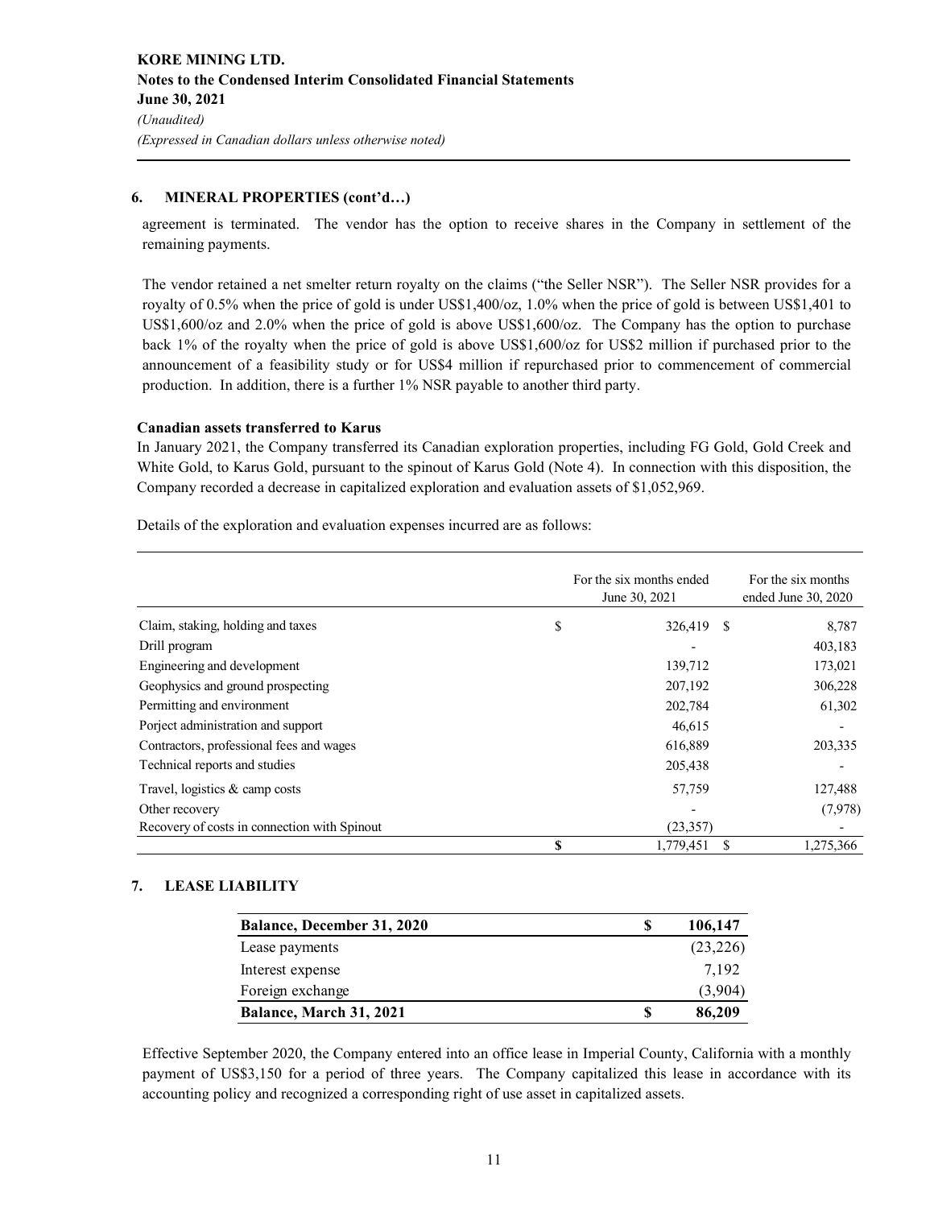## 6. MINERAL PROPERTIES (cont'd…)

agreement is terminated. The vendor has the option to receive shares in the Company in settlement of the remaining payments.

The vendor retained a net smelter return royalty on the claims ("the Seller NSR"). The Seller NSR provides for a royalty of 0.5% when the price of gold is under US$1,400/oz, 1.0% when the price of gold is between US$1,401 to US$1,600/oz and 2.0% when the price of gold is above US$1,600/oz. The Company has the option to purchase back 1% of the royalty when the price of gold is above US$1,600/oz for US$2 million if purchased prior to the announcement of a feasibility study or for US$4 million if repurchased prior to commencement of commercial production. In addition, there is a further 1% NSR payable to another third party.

**Canadian assets transferred to Karus**

In January 2021, the Company transferred its Canadian exploration properties, including FG Gold, Gold Creek and White Gold, to Karus Gold, pursuant to the spinout of Karus Gold (Note 4). In connection with this disposition, the Company recorded a decrease in capitalized exploration and evaluation assets of $1,052,969.

Details of the exploration and evaluation expenses incurred are as follows:

| | For the six months ended June 30, 2021 | For the six months ended June 30, 2020 |
|---|---|---|
| Claim, staking, holding and taxes | $ 326,419 | $ 8,787 |
| Drill program | - | 403,183 |
| Engineering and development | 139,712 | 173,021 |
| Geophysics and ground prospecting | 207,192 | 306,228 |
| Permitting and environment | 202,784 | 61,302 |
| Porject administration and support | 46,615 | - |
| Contractors, professional fees and wages | 616,889 | 203,335 |
| Technical reports and studies | 205,438 | - |
| Travel, logistics & camp costs | 57,759 | 127,488 |
| Other recovery | - | (7,978) |
| Recovery of costs in connection with Spinout | (23,357) | - |
| | **$** 1,779,451 | $ 1,275,366 |

## 7. LEASE LIABILITY

| **Balance, December 31, 2020** | **$** | **106,147** |
|---|---|---|
| Lease payments | | (23,226) |
| Interest expense | | 7,192 |
| Foreign exchange | | (3,904) |
| **Balance, March 31, 2021** | **$** | **86,209** |

Effective September 2020, the Company entered into an office lease in Imperial County, California with a monthly payment of US$3,150 for a period of three years. The Company capitalized this lease in accordance with its accounting policy and recognized a corresponding right of use asset in capitalized assets.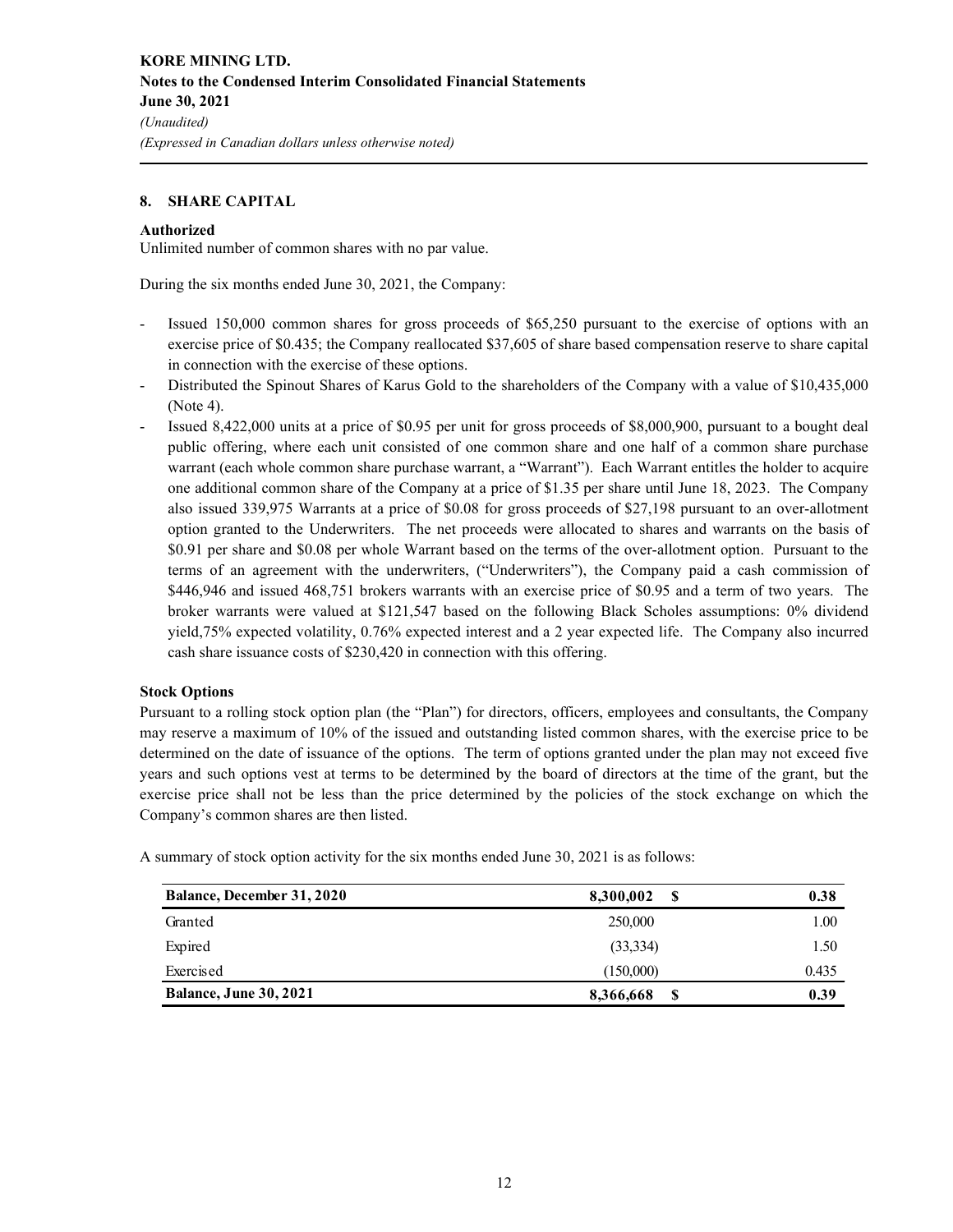## 8. SHARE CAPITAL

### Authorized

Unlimited number of common shares with no par value.

During the six months ended June 30, 2021, the Company:

- Issued 150,000 common shares for gross proceeds of $65,250 pursuant to the exercise of options with an exercise price of $0.435; the Company reallocated $37,605 of share based compensation reserve to share capital in connection with the exercise of these options.
- Distributed the Spinout Shares of Karus Gold to the shareholders of the Company with a value of $10,435,000 (Note 4).
- Issued 8,422,000 units at a price of $0.95 per unit for gross proceeds of $8,000,900, pursuant to a bought deal public offering, where each unit consisted of one common share and one half of a common share purchase warrant (each whole common share purchase warrant, a "Warrant"). Each Warrant entitles the holder to acquire one additional common share of the Company at a price of $1.35 per share until June 18, 2023. The Company also issued 339,975 Warrants at a price of $0.08 for gross proceeds of $27,198 pursuant to an over-allotment option granted to the Underwriters. The net proceeds were allocated to shares and warrants on the basis of $0.91 per share and $0.08 per whole Warrant based on the terms of the over-allotment option. Pursuant to the terms of an agreement with the underwriters, ("Underwriters"), the Company paid a cash commission of $446,946 and issued 468,751 brokers warrants with an exercise price of $0.95 and a term of two years. The broker warrants were valued at $121,547 based on the following Black Scholes assumptions: 0% dividend yield,75% expected volatility, 0.76% expected interest and a 2 year expected life. The Company also incurred cash share issuance costs of $230,420 in connection with this offering.

### Stock Options

Pursuant to a rolling stock option plan (the "Plan") for directors, officers, employees and consultants, the Company may reserve a maximum of 10% of the issued and outstanding listed common shares, with the exercise price to be determined on the date of issuance of the options. The term of options granted under the plan may not exceed five years and such options vest at terms to be determined by the board of directors at the time of the grant, but the exercise price shall not be less than the price determined by the policies of the stock exchange on which the Company's common shares are then listed.

A summary of stock option activity for the six months ended June 30, 2021 is as follows:

| | | |
|---|---|---|
| **Balance, December 31, 2020** | **8,300,002** | **$ 0.38** |
| Granted | 250,000 | 1.00 |
| Expired | (33,334) | 1.50 |
| Exercised | (150,000) | 0.435 |
| **Balance, June 30, 2021** | **8,366,668** | **$ 0.39** |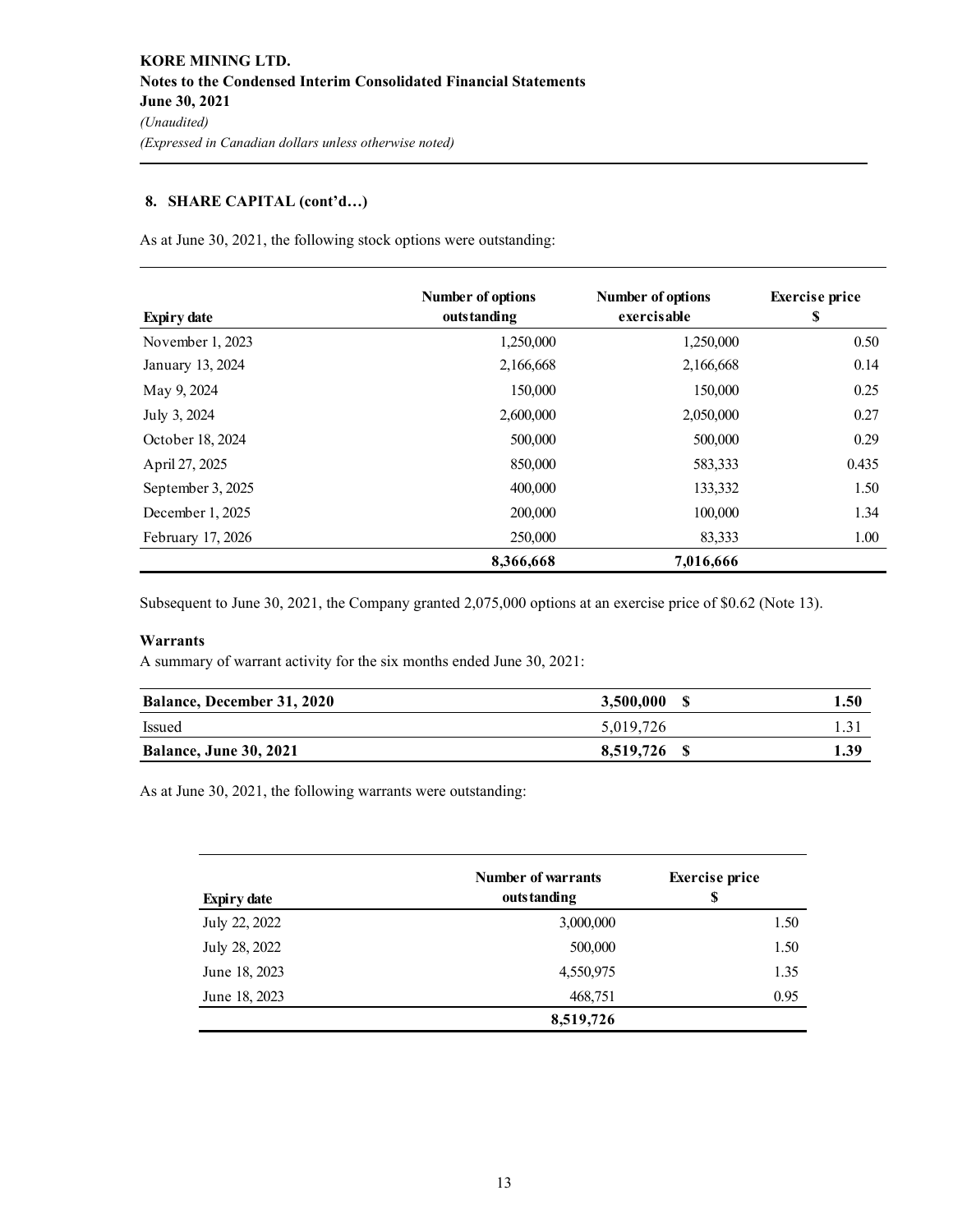## 8. SHARE CAPITAL (cont'd…)

As at June 30, 2021, the following stock options were outstanding:

| Expiry date | Number of options outstanding | Number of options exercisable | Exercise price $ |
|---|---|---|---|
| November 1, 2023 | 1,250,000 | 1,250,000 | 0.50 |
| January 13, 2024 | 2,166,668 | 2,166,668 | 0.14 |
| May 9, 2024 | 150,000 | 150,000 | 0.25 |
| July 3, 2024 | 2,600,000 | 2,050,000 | 0.27 |
| October 18, 2024 | 500,000 | 500,000 | 0.29 |
| April 27, 2025 | 850,000 | 583,333 | 0.435 |
| September 3, 2025 | 400,000 | 133,332 | 1.50 |
| December 1, 2025 | 200,000 | 100,000 | 1.34 |
| February 17, 2026 | 250,000 | 83,333 | 1.00 |
| | **8,366,668** | **7,016,666** | |

Subsequent to June 30, 2021, the Company granted 2,075,000 options at an exercise price of $0.62 (Note 13).

**Warrants**

A summary of warrant activity for the six months ended June 30, 2021:

| | | |
|---|---|---|
| **Balance, December 31, 2020** | **3,500,000** | **$ 1.50** |
| Issued | 5,019,726 | 1.31 |
| **Balance, June 30, 2021** | **8,519,726** | **$ 1.39** |

As at June 30, 2021, the following warrants were outstanding:

| Expiry date | Number of warrants outstanding | Exercise price $ |
|---|---|---|
| July 22, 2022 | 3,000,000 | 1.50 |
| July 28, 2022 | 500,000 | 1.50 |
| June 18, 2023 | 4,550,975 | 1.35 |
| June 18, 2023 | 468,751 | 0.95 |
| | **8,519,726** | |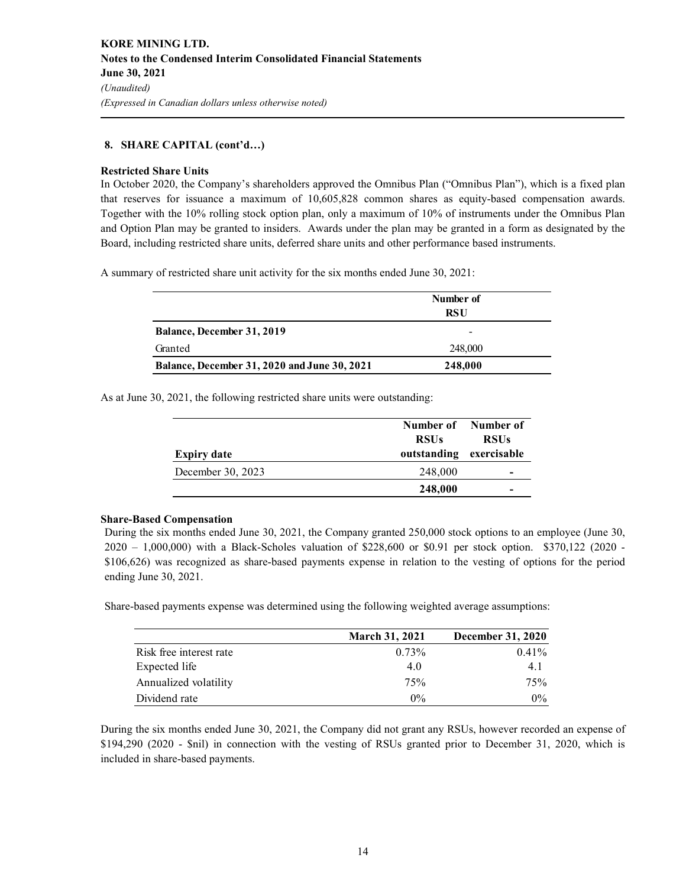## 8. SHARE CAPITAL (cont'd…)

### Restricted Share Units

In October 2020, the Company's shareholders approved the Omnibus Plan ("Omnibus Plan"), which is a fixed plan that reserves for issuance a maximum of 10,605,828 common shares as equity-based compensation awards. Together with the 10% rolling stock option plan, only a maximum of 10% of instruments under the Omnibus Plan and Option Plan may be granted to insiders. Awards under the plan may be granted in a form as designated by the Board, including restricted share units, deferred share units and other performance based instruments.

A summary of restricted share unit activity for the six months ended June 30, 2021:

| | Number of RSU |
|---|---|
| **Balance, December 31, 2019** | - |
| Granted | 248,000 |
| **Balance, December 31, 2020 and June 30, 2021** | **248,000** |

As at June 30, 2021, the following restricted share units were outstanding:

| Expiry date | Number of RSUs outstanding | Number of RSUs exercisable |
|---|---|---|
| December 30, 2023 | 248,000 | - |
| | **248,000** | **-** |

### Share-Based Compensation

During the six months ended June 30, 2021, the Company granted 250,000 stock options to an employee (June 30, 2020 – 1,000,000) with a Black-Scholes valuation of $228,600 or $0.91 per stock option. $370,122 (2020 - $106,626) was recognized as share-based payments expense in relation to the vesting of options for the period ending June 30, 2021.

Share-based payments expense was determined using the following weighted average assumptions:

| | March 31, 2021 | December 31, 2020 |
|---|---|---|
| Risk free interest rate | 0.73% | 0.41% |
| Expected life | 4.0 | 4.1 |
| Annualized volatility | 75% | 75% |
| Dividend rate | 0% | 0% |

During the six months ended June 30, 2021, the Company did not grant any RSUs, however recorded an expense of $194,290 (2020 - $nil) in connection with the vesting of RSUs granted prior to December 31, 2020, which is included in share-based payments.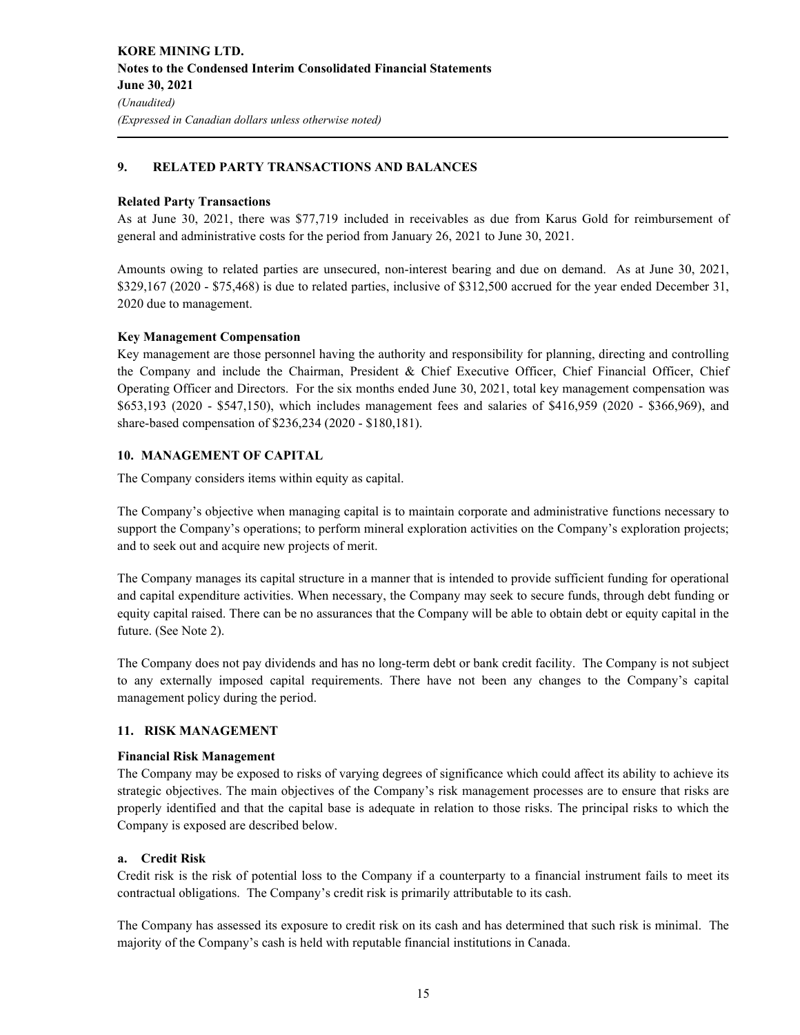## 9. RELATED PARTY TRANSACTIONS AND BALANCES

**Related Party Transactions**

As at June 30, 2021, there was $77,719 included in receivables as due from Karus Gold for reimbursement of general and administrative costs for the period from January 26, 2021 to June 30, 2021.

Amounts owing to related parties are unsecured, non-interest bearing and due on demand. As at June 30, 2021, $329,167 (2020 - $75,468) is due to related parties, inclusive of $312,500 accrued for the year ended December 31, 2020 due to management.

**Key Management Compensation**

Key management are those personnel having the authority and responsibility for planning, directing and controlling the Company and include the Chairman, President & Chief Executive Officer, Chief Financial Officer, Chief Operating Officer and Directors. For the six months ended June 30, 2021, total key management compensation was $653,193 (2020 - $547,150), which includes management fees and salaries of $416,959 (2020 - $366,969), and share-based compensation of $236,234 (2020 - $180,181).

## 10. MANAGEMENT OF CAPITAL

The Company considers items within equity as capital.

The Company's objective when managing capital is to maintain corporate and administrative functions necessary to support the Company's operations; to perform mineral exploration activities on the Company's exploration projects; and to seek out and acquire new projects of merit.

The Company manages its capital structure in a manner that is intended to provide sufficient funding for operational and capital expenditure activities. When necessary, the Company may seek to secure funds, through debt funding or equity capital raised. There can be no assurances that the Company will be able to obtain debt or equity capital in the future. (See Note 2).

The Company does not pay dividends and has no long-term debt or bank credit facility. The Company is not subject to any externally imposed capital requirements. There have not been any changes to the Company's capital management policy during the period.

## 11. RISK MANAGEMENT

**Financial Risk Management**

The Company may be exposed to risks of varying degrees of significance which could affect its ability to achieve its strategic objectives. The main objectives of the Company's risk management processes are to ensure that risks are properly identified and that the capital base is adequate in relation to those risks. The principal risks to which the Company is exposed are described below.

**a. Credit Risk**

Credit risk is the risk of potential loss to the Company if a counterparty to a financial instrument fails to meet its contractual obligations. The Company's credit risk is primarily attributable to its cash.

The Company has assessed its exposure to credit risk on its cash and has determined that such risk is minimal. The majority of the Company's cash is held with reputable financial institutions in Canada.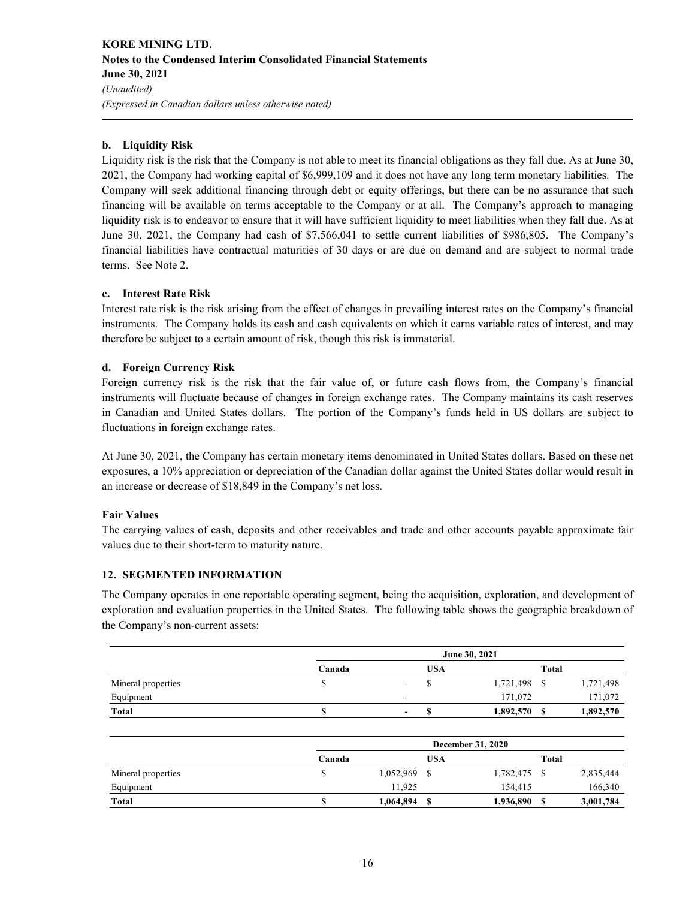#### b. Liquidity Risk

Liquidity risk is the risk that the Company is not able to meet its financial obligations as they fall due. As at June 30, 2021, the Company had working capital of $6,999,109 and it does not have any long term monetary liabilities. The Company will seek additional financing through debt or equity offerings, but there can be no assurance that such financing will be available on terms acceptable to the Company or at all. The Company's approach to managing liquidity risk is to endeavor to ensure that it will have sufficient liquidity to meet liabilities when they fall due. As at June 30, 2021, the Company had cash of $7,566,041 to settle current liabilities of $986,805. The Company's financial liabilities have contractual maturities of 30 days or are due on demand and are subject to normal trade terms. See Note 2.

#### c. Interest Rate Risk

Interest rate risk is the risk arising from the effect of changes in prevailing interest rates on the Company's financial instruments. The Company holds its cash and cash equivalents on which it earns variable rates of interest, and may therefore be subject to a certain amount of risk, though this risk is immaterial.

#### d. Foreign Currency Risk

Foreign currency risk is the risk that the fair value of, or future cash flows from, the Company's financial instruments will fluctuate because of changes in foreign exchange rates. The Company maintains its cash reserves in Canadian and United States dollars. The portion of the Company's funds held in US dollars are subject to fluctuations in foreign exchange rates.

At June 30, 2021, the Company has certain monetary items denominated in United States dollars. Based on these net exposures, a 10% appreciation or depreciation of the Canadian dollar against the United States dollar would result in an increase or decrease of $18,849 in the Company's net loss.

#### Fair Values

The carrying values of cash, deposits and other receivables and trade and other accounts payable approximate fair values due to their short-term to maturity nature.

## 12. SEGMENTED INFORMATION

The Company operates in one reportable operating segment, being the acquisition, exploration, and development of exploration and evaluation properties in the United States. The following table shows the geographic breakdown of the Company's non-current assets:

| | June 30, 2021 | | |
|---|---|---|---|
| | Canada | USA | Total |
| Mineral properties | $ - | $ 1,721,498 | $ 1,721,498 |
| Equipment | - | 171,072 | 171,072 |
| **Total** | **$ -** | **$ 1,892,570** | **$ 1,892,570** |

| | December 31, 2020 | | |
|---|---|---|---|
| | Canada | USA | Total |
| Mineral properties | $ 1,052,969 | $ 1,782,475 | $ 2,835,444 |
| Equipment | 11,925 | 154,415 | 166,340 |
| **Total** | **$ 1,064,894** | **$ 1,936,890** | **$ 3,001,784** |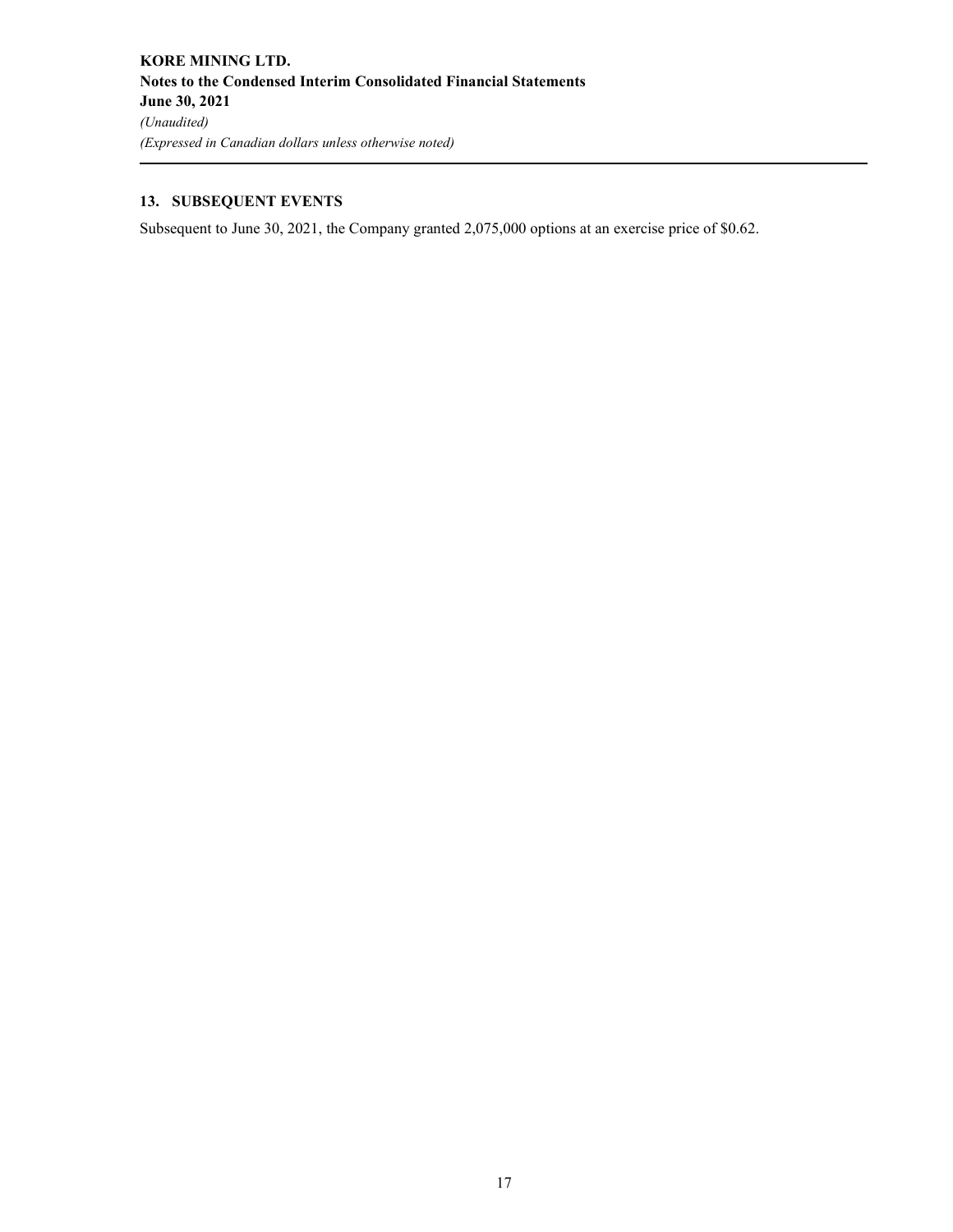## 13. SUBSEQUENT EVENTS

Subsequent to June 30, 2021, the Company granted 2,075,000 options at an exercise price of $0.62.